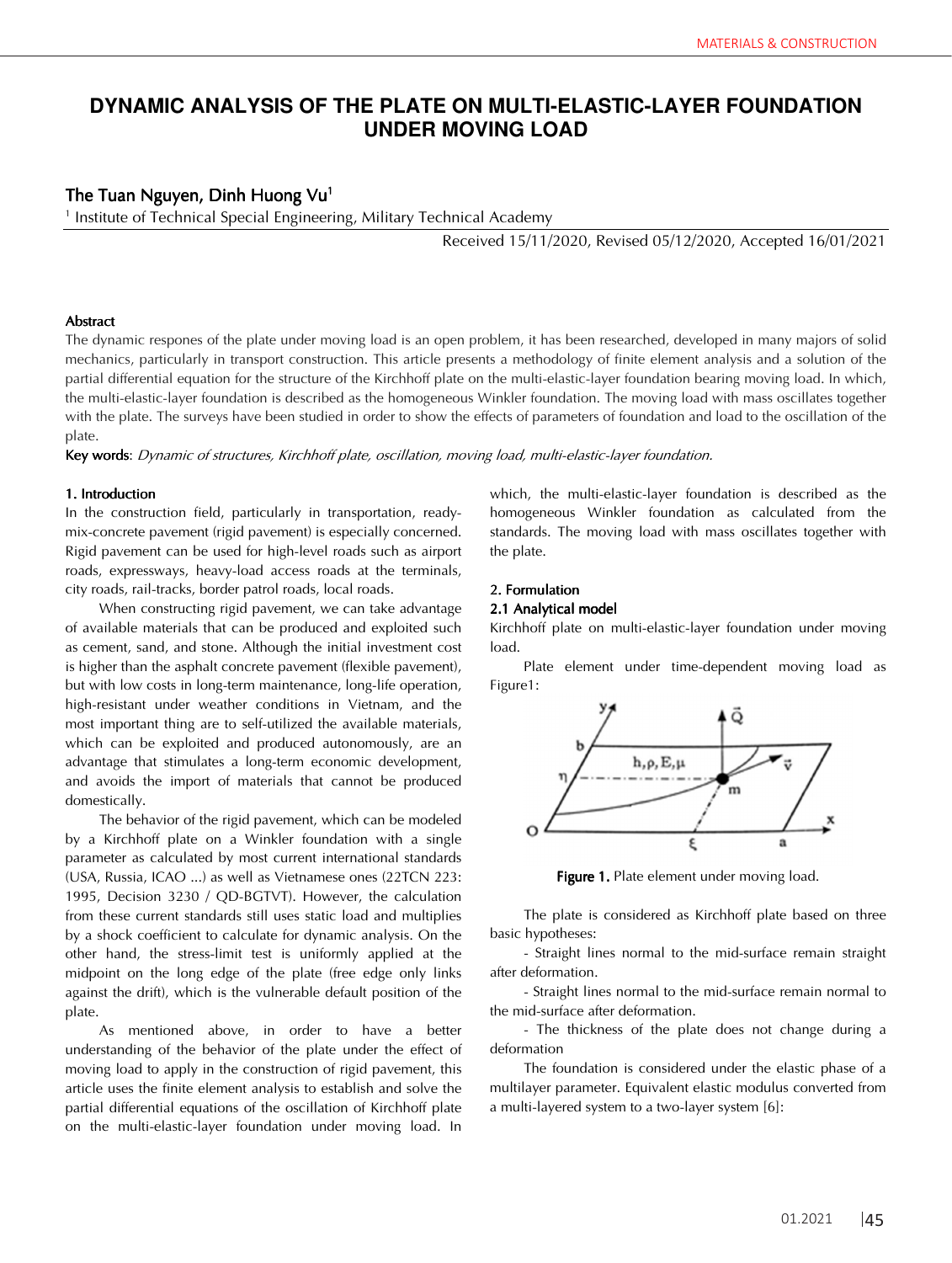# DYNAMIC ANALYSIS OF THE PLATE ON MULTI-ELASTIC-LAYER FOUNDATION UNDER MOVING LOAD

## The Tuan Nguyen, Dinh Huong Vu[1]

[1] Institute of Technical Special Engineering, Military Technical Academy

Received 15/11/2020, Revised 05/12/2020, Accepted 16/01/2021

**Abstract**

The dynamic respones of the plate under moving load is an open problem, it has been researched, developed in many majors of solid mechanics, particularly in transport construction. This article presents a methodology of finite element analysis and a solution of the partial differential equation for the structure of the Kirchhoff plate on the multi-elastic-layer foundation bearing moving load. In which, the multi-elastic-layer foundation is described as the homogeneous Winkler foundation. The moving load with mass oscillates together with the plate. The surveys have been studied in order to show the effects of parameters of foundation and load to the oscillation of the plate.

**Key words**: *Dynamic of structures, Kirchhoff plate, oscillation, moving load, multi-elastic-layer foundation.*

### 1. Introduction

In the construction field, particularly in transportation, ready-mix-concrete pavement (rigid pavement) is especially concerned. Rigid pavement can be used for high-level roads such as airport roads, expressways, heavy-load access roads at the terminals, city roads, rail-tracks, border patrol roads, local roads.

When constructing rigid pavement, we can take advantage of available materials that can be produced and exploited such as cement, sand, and stone. Although the initial investment cost is higher than the asphalt concrete pavement (flexible pavement), but with low costs in long-term maintenance, long-life operation, high-resistant under weather conditions in Vietnam, and the most important thing are to self-utilized the available materials, which can be exploited and produced autonomously, are an advantage that stimulates a long-term economic development, and avoids the import of materials that cannot be produced domestically.

The behavior of the rigid pavement, which can be modeled by a Kirchhoff plate on a Winkler foundation with a single parameter as calculated by most current international standards (USA, Russia, ICAO ...) as well as Vietnamese ones (22TCN 223: 1995, Decision 3230 / QD-BGTVT). However, the calculation from these current standards still uses static load and multiplies by a shock coefficient to calculate for dynamic analysis. On the other hand, the stress-limit test is uniformly applied at the midpoint on the long edge of the plate (free edge only links against the drift), which is the vulnerable default position of the plate.

As mentioned above, in order to have a better understanding of the behavior of the plate under the effect of moving load to apply in the construction of rigid pavement, this article uses the finite element analysis to establish and solve the partial differential equations of the oscillation of Kirchhoff plate on the multi-elastic-layer foundation under moving load. In which, the multi-elastic-layer foundation is described as the homogeneous Winkler foundation as calculated from the standards. The moving load with mass oscillates together with the plate.

### 2. Formulation

#### 2.1 Analytical model

Kirchhoff plate on multi-elastic-layer foundation under moving load.

Plate element under time-dependent moving load as Figure1:

**Figure 1.** Plate element under moving load.

The plate is considered as Kirchhoff plate based on three basic hypotheses:

- Straight lines normal to the mid-surface remain straight after deformation.
- Straight lines normal to the mid-surface remain normal to the mid-surface after deformation.
- The thickness of the plate does not change during a deformation

The foundation is considered under the elastic phase of a multilayer parameter. Equivalent elastic modulus converted from a multi-layered system to a two-layer system [6]: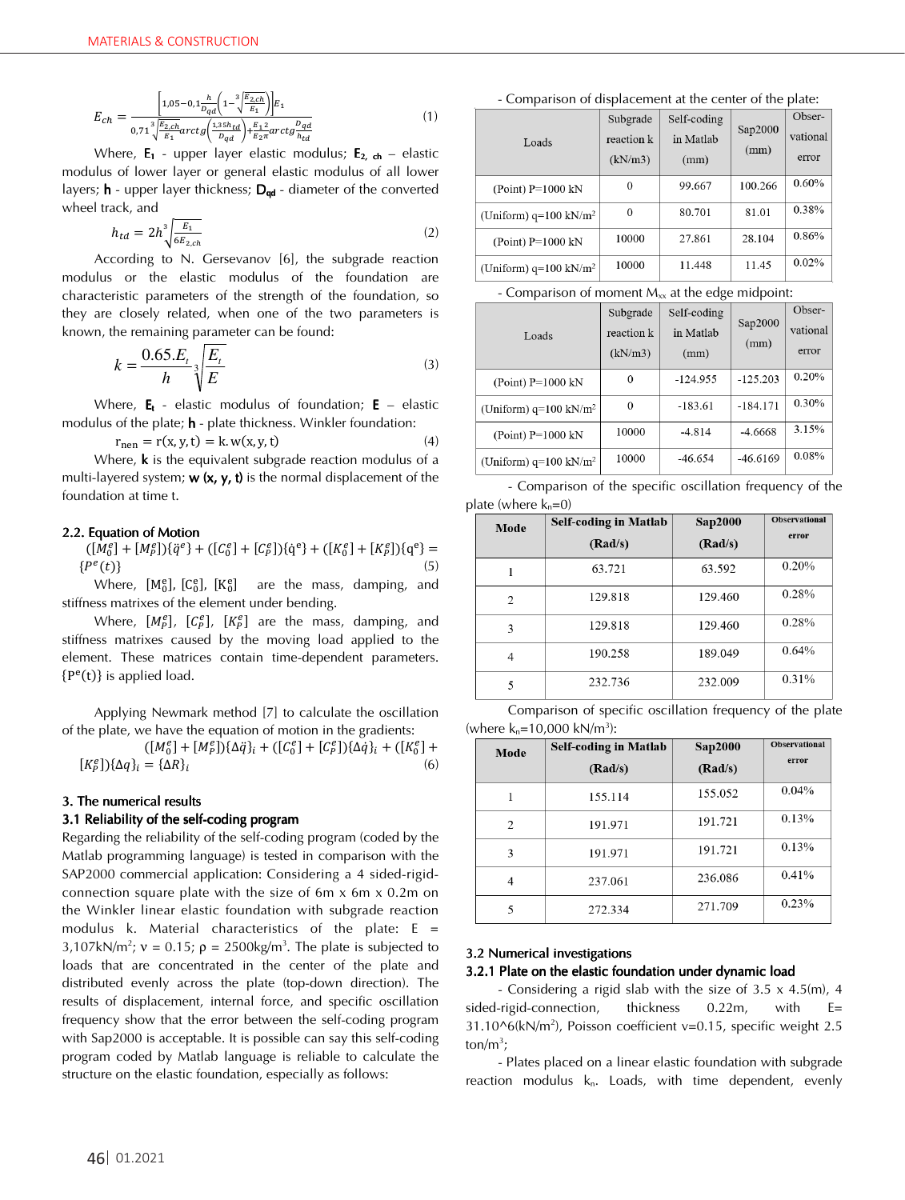$$E_{ch} = \frac{\left[1{,}05-0{,}1\frac{h}{D_{qd}}\left(1-\sqrt[3]{\frac{E_{2,ch}}{E_1}}\right)\right]E_1}{0{,}71\sqrt[3]{\frac{E_{2,ch}}{E_1}}arctg\left(\frac{1{,}35h_{td}}{D_{qd}}\right)+\frac{E_1}{E_2}\frac{2}{\pi}arctg\frac{D_{qd}}{h_{td}}} \quad (1)$$

Where, $E_1$ - upper layer elastic modulus; $E_{2,\,ch}$ – elastic modulus of lower layer or general elastic modulus of all lower layers; **h** - upper layer thickness; $D_{qd}$ - diameter of the converted wheel track, and

$$h_{td} = 2h\sqrt[3]{\frac{E_1}{6E_{2,ch}}} \quad (2)$$

According to N. Gersevanov [6], the subgrade reaction modulus or the elastic modulus of the foundation are characteristic parameters of the strength of the foundation, so they are closely related, when one of the two parameters is known, the remaining parameter can be found:

$$k = \frac{0.65.E_t}{h}\sqrt[3]{\frac{E_t}{E}} \quad (3)$$

Where, $E_t$ - elastic modulus of foundation; **E** – elastic modulus of the plate; **h** - plate thickness. Winkler foundation:

$$r_{nen} = r(x, y, t) = k.w(x, y, t) \quad (4)$$

Where, **k** is the equivalent subgrade reaction modulus of a multi-layered system; **w (x, y, t)** is the normal displacement of the foundation at time t.

## 2.2. Equation of Motion

$$([M_0^e] + [M_P^e])\{\ddot{q}^e\} + ([C_0^e] + [C_P^e])\{\dot{q}^e\} + ([K_0^e] + [K_P^e])\{q^e\} = \{P^e(t)\} \quad (5)$$

Where, $[M_0^e]$, $[C_0^e]$, $[K_0^e]$ are the mass, damping, and stiffness matrices of the element under bending.

Where, $[M_P^e]$, $[C_P^e]$, $[K_P^e]$ are the mass, damping, and stiffness matrixes caused by the moving load applied to the element. These matrices contain time-dependent parameters. $\{P^e(t)\}$ is applied load.

Applying Newmark method [7] to calculate the oscillation of the plate, we have the equation of motion in the gradients:

$$([M_0^e] + [M_P^e])\{\Delta\ddot{q}\}_i + ([C_0^e] + [C_P^e])\{\Delta\dot{q}\}_i + ([K_0^e] + [K_P^e])\{\Delta q\}_i = \{\Delta R\}_i \quad (6)$$

## 3. The numerical results

### 3.1 Reliability of the self-coding program

Regarding the reliability of the self-coding program (coded by the Matlab programming language) is tested in comparison with the SAP2000 commercial application: Considering a 4 sided-rigid-connection square plate with the size of 6m x 6m x 0.2m on the Winkler linear elastic foundation with subgrade reaction modulus k. Material characteristics of the plate: E = 3,107kN/m$^2$; ν = 0.15; ρ = 2500kg/m$^3$. The plate is subjected to loads that are concentrated in the center of the plate and distributed evenly across the plate (top-down direction). The results of displacement, internal force, and specific oscillation frequency show that the error between the self-coding program with Sap2000 is acceptable. It is possible can say this self-coding program coded by Matlab language is reliable to calculate the structure on the elastic foundation, especially as follows:

- Comparison of displacement at the center of the plate:

| Loads | Subgrade reaction k (kN/m3) | Self-coding in Matlab (mm) | Sap2000 (mm) | Observational error |
|---|---|---|---|---|
| (Point) P=1000 kN | 0 | 99.667 | 100.266 | 0.60% |
| (Uniform) q=100 kN/m$^2$ | 0 | 80.701 | 81.01 | 0.38% |
| (Point) P=1000 kN | 10000 | 27.861 | 28.104 | 0.86% |
| (Uniform) q=100 kN/m$^2$ | 10000 | 11.448 | 11.45 | 0.02% |

- Comparison of moment $M_{xx}$ at the edge midpoint:

| Loads | Subgrade reaction k (kN/m3) | Self-coding in Matlab (mm) | Sap2000 (mm) | Observational error |
|---|---|---|---|---|
| (Point) P=1000 kN | 0 | -124.955 | -125.203 | 0.20% |
| (Uniform) q=100 kN/m$^2$ | 0 | -183.61 | -184.171 | 0.30% |
| (Point) P=1000 kN | 10000 | -4.814 | -4.6668 | 3.15% |
| (Uniform) q=100 kN/m$^2$ | 10000 | -46.654 | -46.6169 | 0.08% |

- Comparison of the specific oscillation frequency of the plate (where $k_n$=0)

| Mode | Self-coding in Matlab (Rad/s) | Sap2000 (Rad/s) | Observational error |
|---|---|---|---|
| 1 | 63.721 | 63.592 | 0.20% |
| 2 | 129.818 | 129.460 | 0.28% |
| 3 | 129.818 | 129.460 | 0.28% |
| 4 | 190.258 | 189.049 | 0.64% |
| 5 | 232.736 | 232.009 | 0.31% |

Comparison of specific oscillation frequency of the plate (where $k_n$=10,000 kN/m$^3$):

| Mode | Self-coding in Matlab (Rad/s) | Sap2000 (Rad/s) | Observational error |
|---|---|---|---|
| 1 | 155.114 | 155.052 | 0.04% |
| 2 | 191.971 | 191.721 | 0.13% |
| 3 | 191.971 | 191.721 | 0.13% |
| 4 | 237.061 | 236.086 | 0.41% |
| 5 | 272.334 | 271.709 | 0.23% |

### 3.2 Numerical investigations

#### 3.2.1 Plate on the elastic foundation under dynamic load

- Considering a rigid slab with the size of 3.5 x 4.5(m), 4 sided-rigid-connection, thickness 0.22m, with E= 31.10^6(kN/m$^2$), Poisson coefficient v=0.15, specific weight 2.5 ton/m$^3$;

- Plates placed on a linear elastic foundation with subgrade reaction modulus $k_n$. Loads, with time dependent, evenly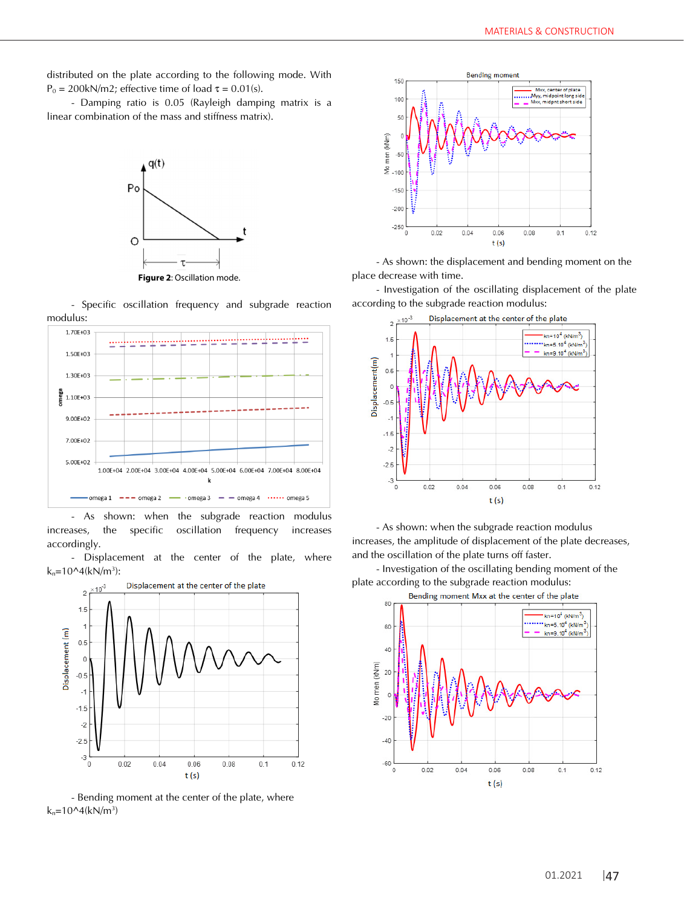distributed on the plate according to the following mode. With $P_0$ = 200kN/m2; effective time of load $\tau$ = 0.01(s).

- Damping ratio is 0.05 (Rayleigh damping matrix is a linear combination of the mass and stiffness matrix).

**Figure 2**: Oscillation mode.

- Specific oscillation frequency and subgrade reaction modulus:

- As shown: when the subgrade reaction modulus increases, the specific oscillation frequency increases accordingly.

- Displacement at the center of the plate, where $k_n$=10^4(kN/m$^3$):

- Bending moment at the center of the plate, where $k_n$=10^4(kN/m$^3$)

- As shown: the displacement and bending moment on the place decrease with time.

- Investigation of the oscillating displacement of the plate according to the subgrade reaction modulus:

- As shown: when the subgrade reaction modulus increases, the amplitude of displacement of the plate decreases, and the oscillation of the plate turns off faster.

- Investigation of the oscillating bending moment of the plate according to the subgrade reaction modulus: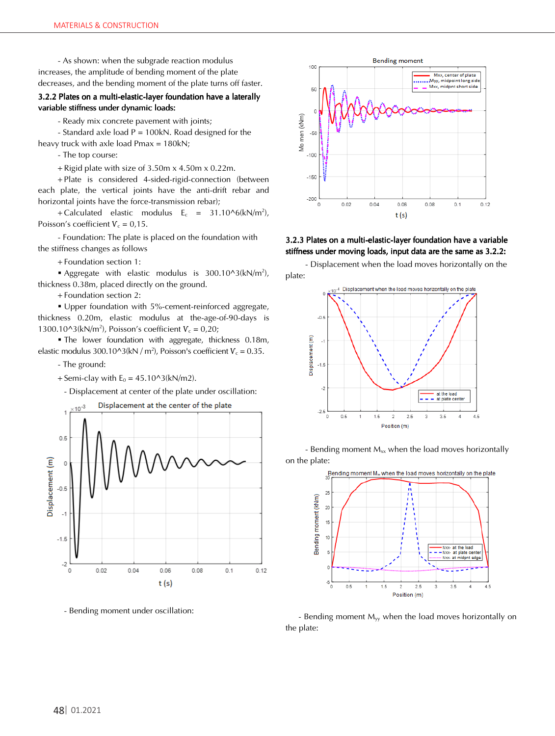- As shown: when the subgrade reaction modulus increases, the amplitude of bending moment of the plate decreases, and the bending moment of the plate turns off faster.

### 3.2.2 Plates on a multi-elastic-layer foundation have a laterally variable stiffness under dynamic loads:

- Ready mix concrete pavement with joints;

- Standard axle load P = 100kN. Road designed for the heavy truck with axle load Pmax = 180kN;

- The top course:

+ Rigid plate with size of 3.50m x 4.50m x 0.22m.

+ Plate is considered 4-sided-rigid-connection (between each plate, the vertical joints have the anti-drift rebar and horizontal joints have the force-transmission rebar);

+ Calculated elastic modulus $E_c$ = 31.10^6(kN/m$^2$), Poisson's coefficient $V_c$ = 0,15.

- Foundation: The plate is placed on the foundation with the stiffness changes as follows

+ Foundation section 1:

▪ Aggregate with elastic modulus is 300.10^3(kN/m$^2$), thickness 0.38m, placed directly on the ground.

+ Foundation section 2:

▪ Upper foundation with 5%-cement-reinforced aggregate, thickness 0.20m, elastic modulus at the-age-of-90-days is 1300.10^3(kN/m$^2$), Poisson's coefficient $V_c$ = 0,20;

▪ The lower foundation with aggregate, thickness 0.18m, elastic modulus 300.10^3(kN / m$^2$), Poisson's coefficient $V_c$ = 0.35.

- The ground:

+ Semi-clay with $E_0$ = 45.10^3(kN/m2).

- Displacement at center of the plate under oscillation:

- Bending moment under oscillation:

### 3.2.3 Plates on a multi-elastic-layer foundation have a variable stiffness under moving loads, input data are the same as 3.2.2:

- Displacement when the load moves horizontally on the plate:

- Bending moment $M_{xx}$ when the load moves horizontally on the plate:

- Bending moment $M_{yy}$ when the load moves horizontally on the plate: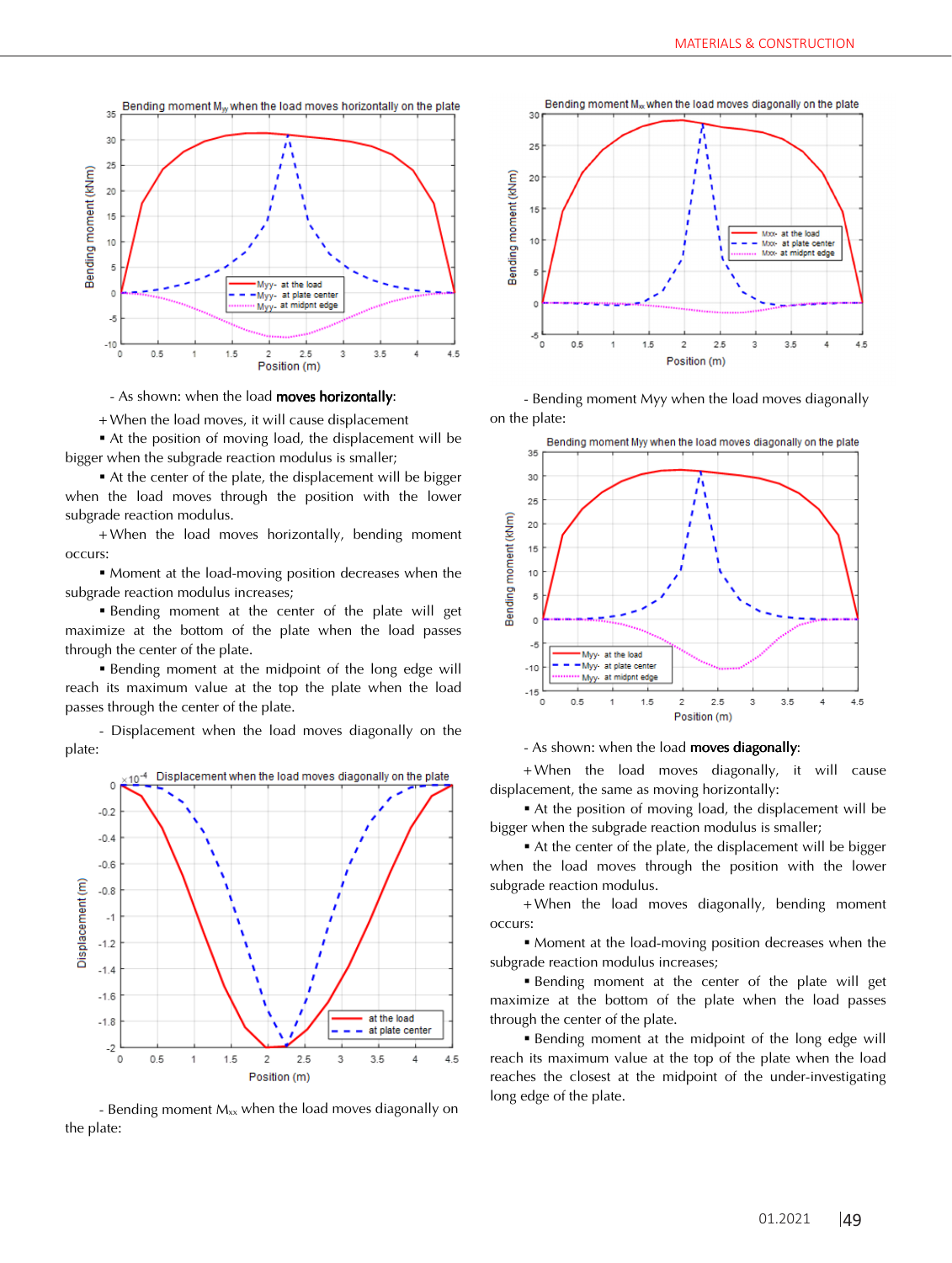- As shown: when the load **moves horizontally**:

+When the load moves, it will cause displacement

▪ At the position of moving load, the displacement will be bigger when the subgrade reaction modulus is smaller;

▪ At the center of the plate, the displacement will be bigger when the load moves through the position with the lower subgrade reaction modulus.

+When the load moves horizontally, bending moment occurs:

▪ Moment at the load-moving position decreases when the subgrade reaction modulus increases;

▪ Bending moment at the center of the plate will get maximize at the bottom of the plate when the load passes through the center of the plate.

▪ Bending moment at the midpoint of the long edge will reach its maximum value at the top the plate when the load passes through the center of the plate.

- Displacement when the load moves diagonally on the plate:

- Bending moment $M_{xx}$ when the load moves diagonally on the plate:

- Bending moment Myy when the load moves diagonally on the plate:

- As shown: when the load **moves diagonally**:

+When the load moves diagonally, it will cause displacement, the same as moving horizontally:

▪ At the position of moving load, the displacement will be bigger when the subgrade reaction modulus is smaller;

▪ At the center of the plate, the displacement will be bigger when the load moves through the position with the lower subgrade reaction modulus.

+When the load moves diagonally, bending moment occurs:

▪ Moment at the load-moving position decreases when the subgrade reaction modulus increases;

▪ Bending moment at the center of the plate will get maximize at the bottom of the plate when the load passes through the center of the plate.

▪ Bending moment at the midpoint of the long edge will reach its maximum value at the top of the plate when the load reaches the closest at the midpoint of the under-investigating long edge of the plate.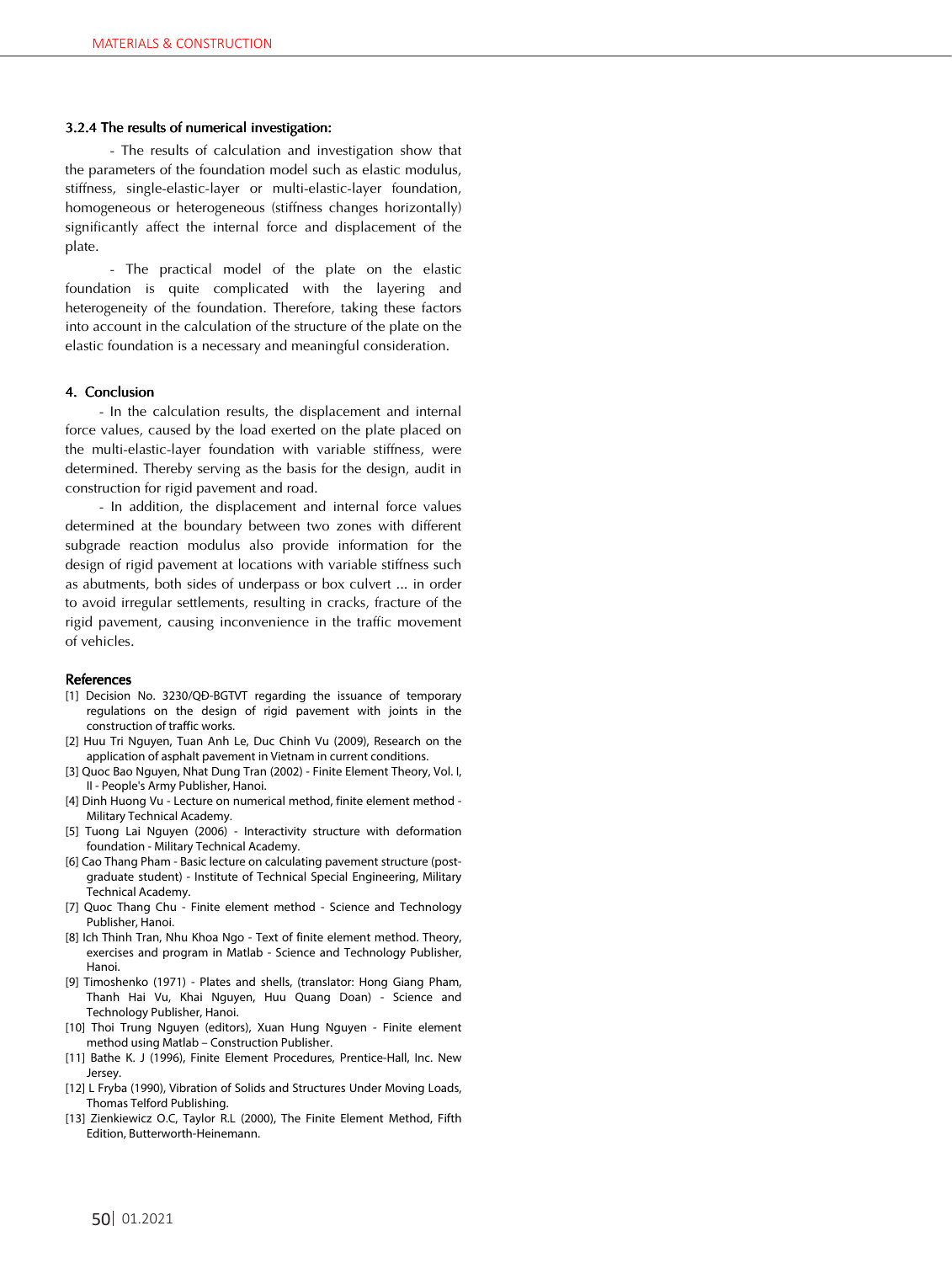### 3.2.4 The results of numerical investigation:

- The results of calculation and investigation show that the parameters of the foundation model such as elastic modulus, stiffness, single-elastic-layer or multi-elastic-layer foundation, homogeneous or heterogeneous (stiffness changes horizontally) significantly affect the internal force and displacement of the plate.

- The practical model of the plate on the elastic foundation is quite complicated with the layering and heterogeneity of the foundation. Therefore, taking these factors into account in the calculation of the structure of the plate on the elastic foundation is a necessary and meaningful consideration.

## 4. Conclusion

- In the calculation results, the displacement and internal force values, caused by the load exerted on the plate placed on the multi-elastic-layer foundation with variable stiffness, were determined. Thereby serving as the basis for the design, audit in construction for rigid pavement and road.

- In addition, the displacement and internal force values determined at the boundary between two zones with different subgrade reaction modulus also provide information for the design of rigid pavement at locations with variable stiffness such as abutments, both sides of underpass or box culvert ... in order to avoid irregular settlements, resulting in cracks, fracture of the rigid pavement, causing inconvenience in the traffic movement of vehicles.

## References

[1] Decision No. 3230/QĐ-BGTVT regarding the issuance of temporary regulations on the design of rigid pavement with joints in the construction of traffic works.

[2] Huu Tri Nguyen, Tuan Anh Le, Duc Chinh Vu (2009), Research on the application of asphalt pavement in Vietnam in current conditions.

[3] Quoc Bao Nguyen, Nhat Dung Tran (2002) - Finite Element Theory, Vol. I, II - People's Army Publisher, Hanoi.

[4] Dinh Huong Vu - Lecture on numerical method, finite element method - Military Technical Academy.

[5] Tuong Lai Nguyen (2006) - Interactivity structure with deformation foundation - Military Technical Academy.

[6] Cao Thang Pham - Basic lecture on calculating pavement structure (post-graduate student) - Institute of Technical Special Engineering, Military Technical Academy.

[7] Quoc Thang Chu - Finite element method - Science and Technology Publisher, Hanoi.

[8] Ich Thinh Tran, Nhu Khoa Ngo - Text of finite element method. Theory, exercises and program in Matlab - Science and Technology Publisher, Hanoi.

[9] Timoshenko (1971) - Plates and shells, (translator: Hong Giang Pham, Thanh Hai Vu, Khai Nguyen, Huu Quang Doan) - Science and Technology Publisher, Hanoi.

[10] Thoi Trung Nguyen (editors), Xuan Hung Nguyen - Finite element method using Matlab – Construction Publisher.

[11] Bathe K. J (1996), Finite Element Procedures, Prentice-Hall, Inc. New Jersey.

[12] L Fryba (1990), Vibration of Solids and Structures Under Moving Loads, Thomas Telford Publishing.

[13] Zienkiewicz O.C, Taylor R.L (2000), The Finite Element Method, Fifth Edition, Butterworth-Heinemann.